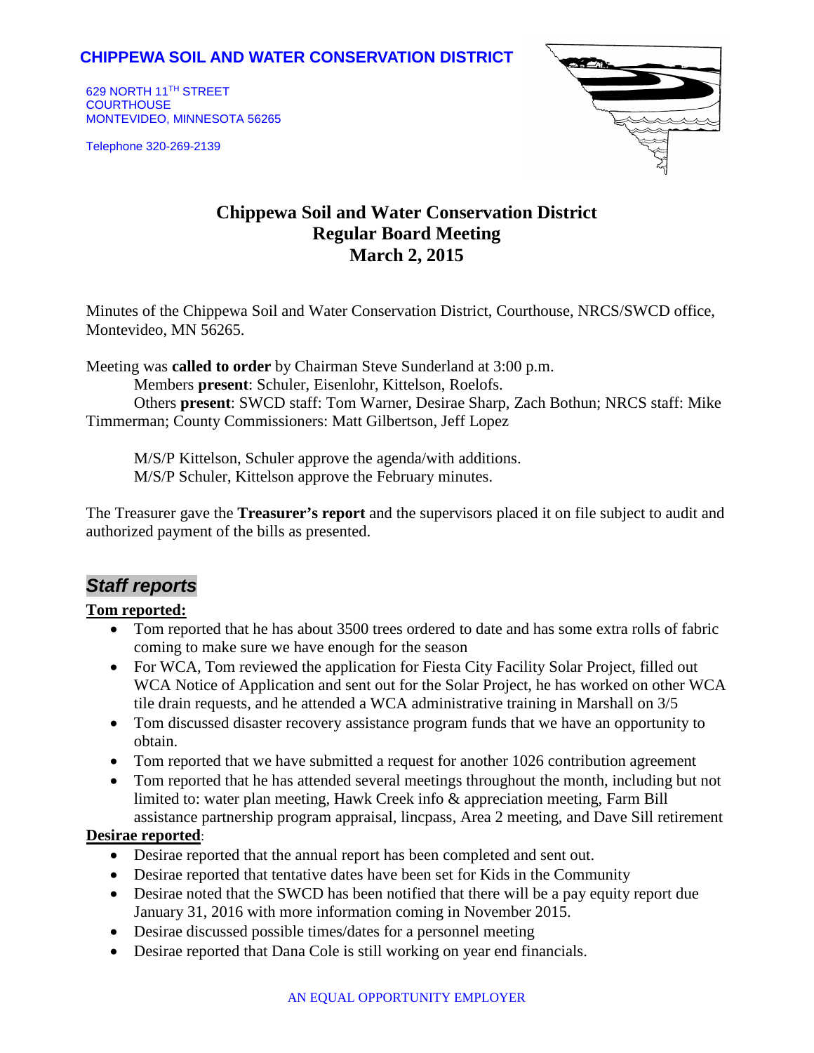**CHIPPEWA SOIL AND WATER CONSERVATION DISTRICT**

629 NORTH 11TH STREET
COURTHOUSE
MONTEVIDEO, MINNESOTA 56265

Telephone 320-269-2139

# Chippewa Soil and Water Conservation District
## Regular Board Meeting
## March 2, 2015

Minutes of the Chippewa Soil and Water Conservation District, Courthouse, NRCS/SWCD office, Montevideo, MN 56265.

Meeting was **called to order** by Chairman Steve Sunderland at 3:00 p.m.
Members **present**: Schuler, Eisenlohr, Kittelson, Roelofs.
Others **present**: SWCD staff: Tom Warner, Desirae Sharp, Zach Bothun; NRCS staff: Mike Timmerman; County Commissioners: Matt Gilbertson, Jeff Lopez

M/S/P Kittelson, Schuler approve the agenda/with additions.
M/S/P Schuler, Kittelson approve the February minutes.

The Treasurer gave the **Treasurer's report** and the supervisors placed it on file subject to audit and authorized payment of the bills as presented.

## *Staff reports*

**Tom reported:**

- Tom reported that he has about 3500 trees ordered to date and has some extra rolls of fabric coming to make sure we have enough for the season
- For WCA, Tom reviewed the application for Fiesta City Facility Solar Project, filled out WCA Notice of Application and sent out for the Solar Project, he has worked on other WCA tile drain requests, and he attended a WCA administrative training in Marshall on 3/5
- Tom discussed disaster recovery assistance program funds that we have an opportunity to obtain.
- Tom reported that we have submitted a request for another 1026 contribution agreement
- Tom reported that he has attended several meetings throughout the month, including but not limited to: water plan meeting, Hawk Creek info & appreciation meeting, Farm Bill assistance partnership program appraisal, lincpass, Area 2 meeting, and Dave Sill retirement

**Desirae reported**:

- Desirae reported that the annual report has been completed and sent out.
- Desirae reported that tentative dates have been set for Kids in the Community
- Desirae noted that the SWCD has been notified that there will be a pay equity report due January 31, 2016 with more information coming in November 2015.
- Desirae discussed possible times/dates for a personnel meeting
- Desirae reported that Dana Cole is still working on year end financials.

AN EQUAL OPPORTUNITY EMPLOYER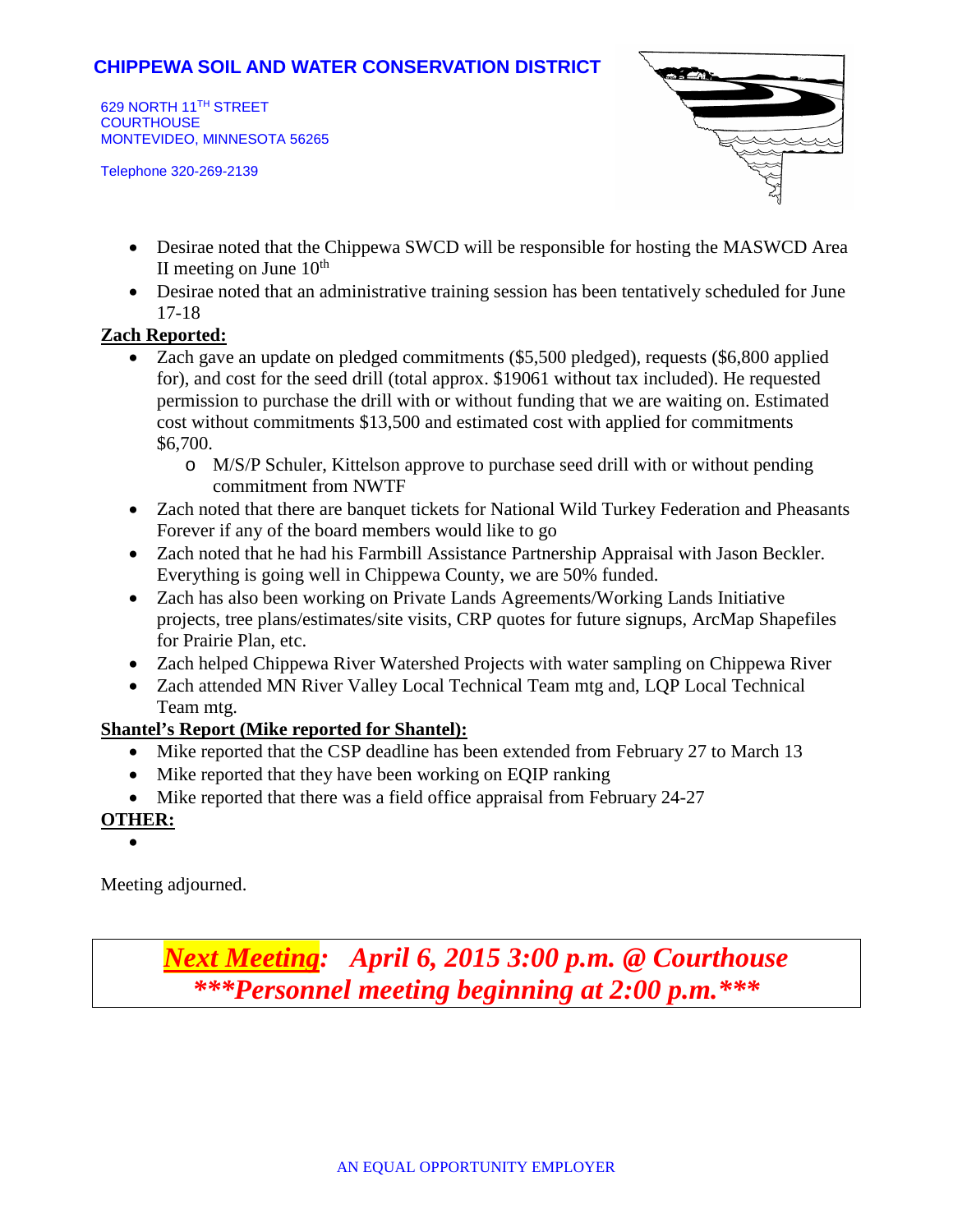**CHIPPEWA SOIL AND WATER CONSERVATION DISTRICT**

629 NORTH 11TH STREET
COURTHOUSE
MONTEVIDEO, MINNESOTA 56265

Telephone 320-269-2139

- Desirae noted that the Chippewa SWCD will be responsible for hosting the MASWCD Area II meeting on June 10th
- Desirae noted that an administrative training session has been tentatively scheduled for June 17-18

**Zach Reported:**

- Zach gave an update on pledged commitments ($5,500 pledged), requests ($6,800 applied for), and cost for the seed drill (total approx. $19061 without tax included). He requested permission to purchase the drill with or without funding that we are waiting on. Estimated cost without commitments $13,500 and estimated cost with applied for commitments $6,700.
  - M/S/P Schuler, Kittelson approve to purchase seed drill with or without pending commitment from NWTF
- Zach noted that there are banquet tickets for National Wild Turkey Federation and Pheasants Forever if any of the board members would like to go
- Zach noted that he had his Farmbill Assistance Partnership Appraisal with Jason Beckler. Everything is going well in Chippewa County, we are 50% funded.
- Zach has also been working on Private Lands Agreements/Working Lands Initiative projects, tree plans/estimates/site visits, CRP quotes for future signups, ArcMap Shapefiles for Prairie Plan, etc.
- Zach helped Chippewa River Watershed Projects with water sampling on Chippewa River
- Zach attended MN River Valley Local Technical Team mtg and, LQP Local Technical Team mtg.

**Shantel's Report (Mike reported for Shantel):**

- Mike reported that the CSP deadline has been extended from February 27 to March 13
- Mike reported that they have been working on EQIP ranking
- Mike reported that there was a field office appraisal from February 24-27

**OTHER:**

-

Meeting adjourned.

***Next Meeting*: April 6, 2015 3:00 p.m. @ Courthouse**
***\*\*\*Personnel meeting beginning at 2:00 p.m.\*\*\****

AN EQUAL OPPORTUNITY EMPLOYER